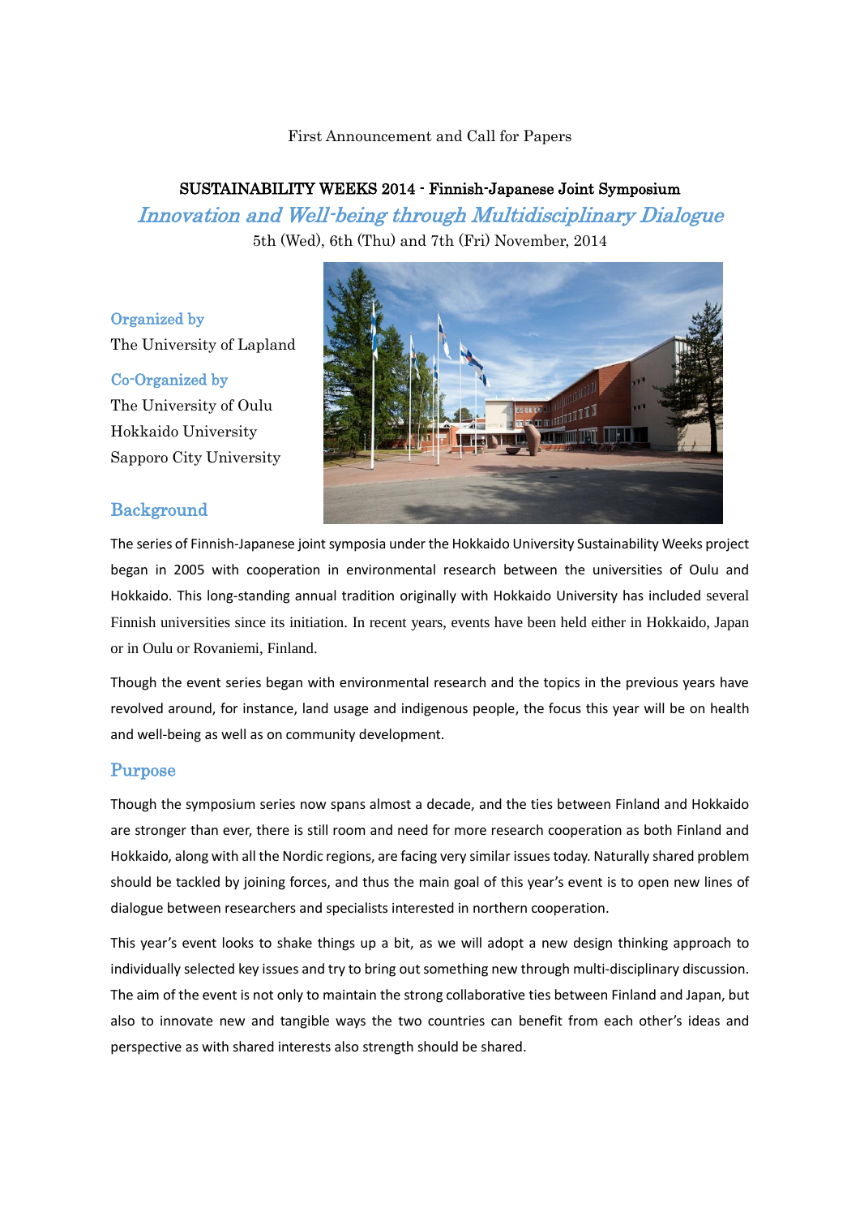First Announcement and Call for Papers

# SUSTAINABILITY WEEKS 2014 - Finnish-Japanese Joint Symposium

## *Innovation and Well-being through Multidisciplinary Dialogue*

5th (Wed), 6th (Thu) and 7th (Fri) November, 2014

### Organized by

The University of Lapland

### Co-Organized by

The University of Oulu
Hokkaido University
Sapporo City University

## Background

The series of Finnish-Japanese joint symposia under the Hokkaido University Sustainability Weeks project began in 2005 with cooperation in environmental research between the universities of Oulu and Hokkaido. This long-standing annual tradition originally with Hokkaido University has included several Finnish universities since its initiation. In recent years, events have been held either in Hokkaido, Japan or in Oulu or Rovaniemi, Finland.

Though the event series began with environmental research and the topics in the previous years have revolved around, for instance, land usage and indigenous people, the focus this year will be on health and well-being as well as on community development.

## Purpose

Though the symposium series now spans almost a decade, and the ties between Finland and Hokkaido are stronger than ever, there is still room and need for more research cooperation as both Finland and Hokkaido, along with all the Nordic regions, are facing very similar issues today. Naturally shared problem should be tackled by joining forces, and thus the main goal of this year's event is to open new lines of dialogue between researchers and specialists interested in northern cooperation.

This year's event looks to shake things up a bit, as we will adopt a new design thinking approach to individually selected key issues and try to bring out something new through multi-disciplinary discussion. The aim of the event is not only to maintain the strong collaborative ties between Finland and Japan, but also to innovate new and tangible ways the two countries can benefit from each other's ideas and perspective as with shared interests also strength should be shared.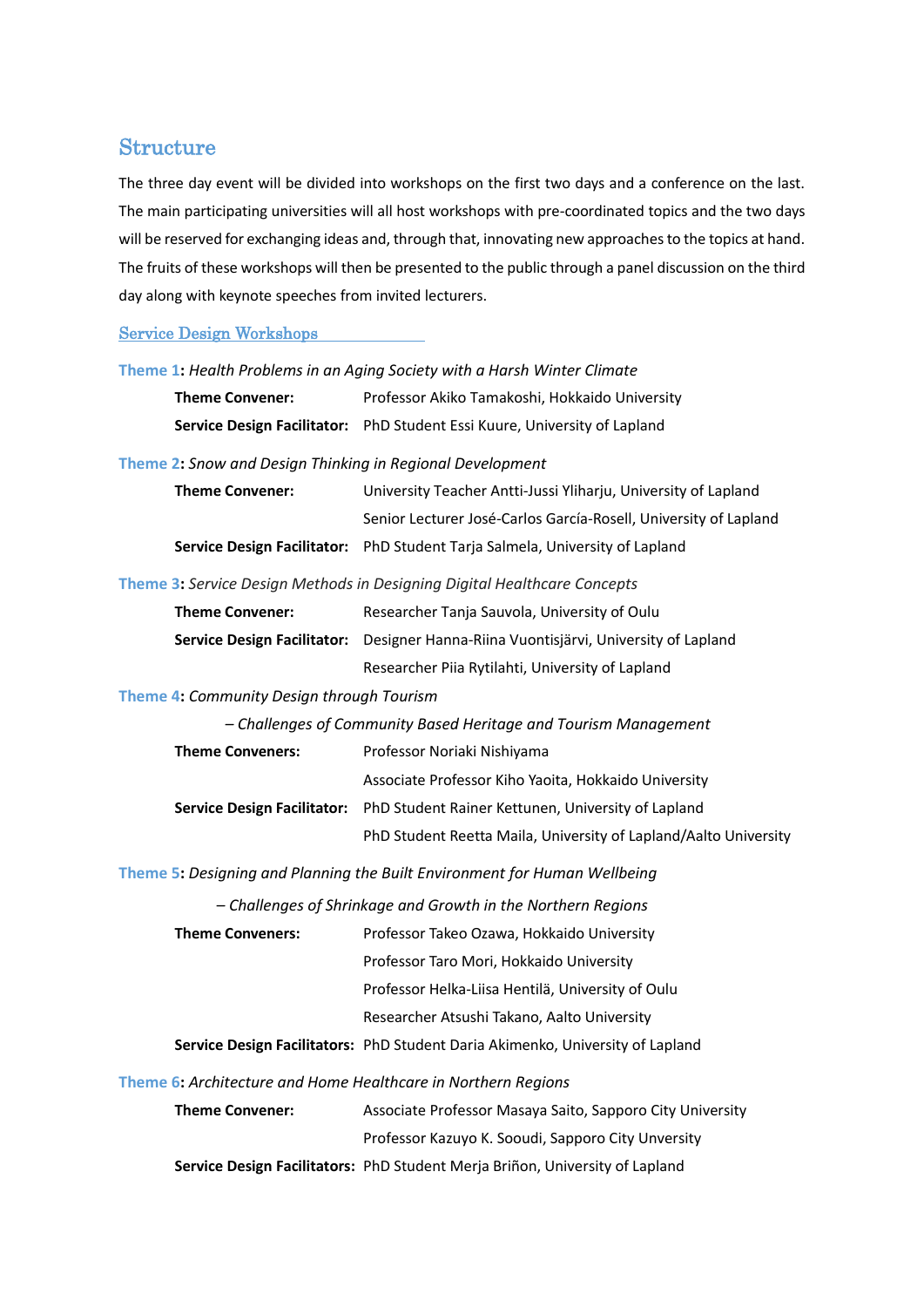## Structure

The three day event will be divided into workshops on the first two days and a conference on the last. The main participating universities will all host workshops with pre-coordinated topics and the two days will be reserved for exchanging ideas and, through that, innovating new approaches to the topics at hand. The fruits of these workshops will then be presented to the public through a panel discussion on the third day along with keynote speeches from invited lecturers.

### Service Design Workshops

**Theme 1**: *Health Problems in an Aging Society with a Harsh Winter Climate*

**Theme Convener:** Professor Akiko Tamakoshi, Hokkaido University

**Service Design Facilitator:** PhD Student Essi Kuure, University of Lapland

**Theme 2**: *Snow and Design Thinking in Regional Development*

**Theme Convener:** University Teacher Antti-Jussi Yliharju, University of Lapland
Senior Lecturer José-Carlos García-Rosell, University of Lapland

**Service Design Facilitator:** PhD Student Tarja Salmela, University of Lapland

**Theme 3**: *Service Design Methods in Designing Digital Healthcare Concepts*

**Theme Convener:** Researcher Tanja Sauvola, University of Oulu

**Service Design Facilitator:** Designer Hanna-Riina Vuontisjärvi, University of Lapland
Researcher Piia Rytilahti, University of Lapland

**Theme 4**: *Community Design through Tourism*

*– Challenges of Community Based Heritage and Tourism Management*

**Theme Conveners:** Professor Noriaki Nishiyama
Associate Professor Kiho Yaoita, Hokkaido University

**Service Design Facilitator:** PhD Student Rainer Kettunen, University of Lapland
PhD Student Reetta Maila, University of Lapland/Aalto University

**Theme 5**: *Designing and Planning the Built Environment for Human Wellbeing*

*– Challenges of Shrinkage and Growth in the Northern Regions*

**Theme Conveners:** Professor Takeo Ozawa, Hokkaido University
Professor Taro Mori, Hokkaido University
Professor Helka-Liisa Hentilä, University of Oulu
Researcher Atsushi Takano, Aalto University

**Service Design Facilitators:** PhD Student Daria Akimenko, University of Lapland

**Theme 6**: *Architecture and Home Healthcare in Northern Regions*

**Theme Convener:** Associate Professor Masaya Saito, Sapporo City University
Professor Kazuyo K. Sooudi, Sapporo City Unversity

**Service Design Facilitators:** PhD Student Merja Briñon, University of Lapland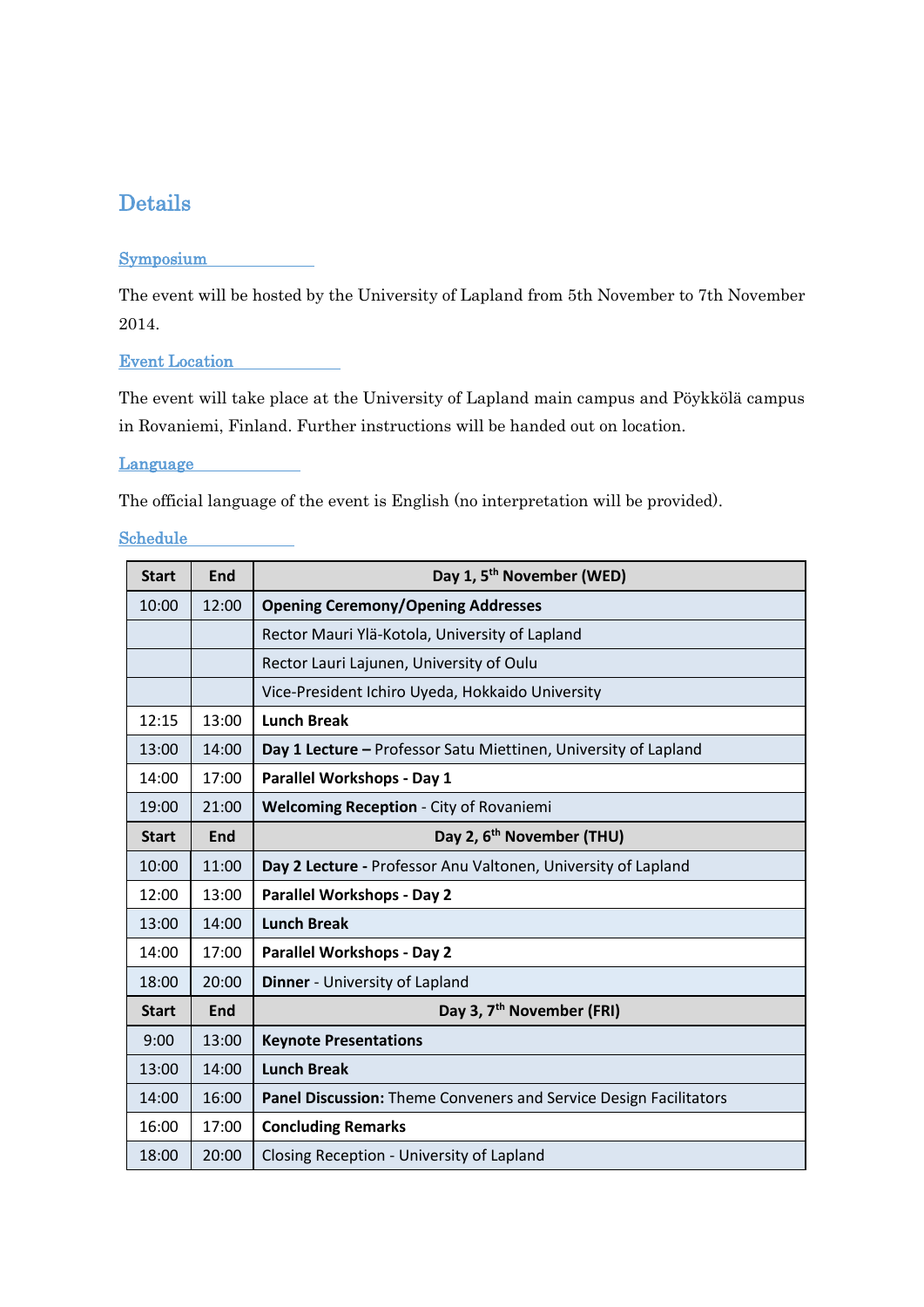## Details

### Symposium

The event will be hosted by the University of Lapland from 5th November to 7th November 2014.

### Event Location

The event will take place at the University of Lapland main campus and Pöykkölä campus in Rovaniemi, Finland. Further instructions will be handed out on location.

### Language

The official language of the event is English (no interpretation will be provided).

### Schedule

| Start | End | Day 1, 5th November (WED) |
|---|---|---|
| 10:00 | 12:00 | **Opening Ceremony/Opening Addresses** |
| | | Rector Mauri Ylä-Kotola, University of Lapland |
| | | Rector Lauri Lajunen, University of Oulu |
| | | Vice-President Ichiro Uyeda, Hokkaido University |
| 12:15 | 13:00 | **Lunch Break** |
| 13:00 | 14:00 | **Day 1 Lecture –** Professor Satu Miettinen, University of Lapland |
| 14:00 | 17:00 | **Parallel Workshops - Day 1** |
| 19:00 | 21:00 | **Welcoming Reception** - City of Rovaniemi |
| **Start** | **End** | **Day 2, 6th November (THU)** |
| 10:00 | 11:00 | **Day 2 Lecture -** Professor Anu Valtonen, University of Lapland |
| 12:00 | 13:00 | **Parallel Workshops - Day 2** |
| 13:00 | 14:00 | **Lunch Break** |
| 14:00 | 17:00 | **Parallel Workshops - Day 2** |
| 18:00 | 20:00 | **Dinner** - University of Lapland |
| **Start** | **End** | **Day 3, 7th November (FRI)** |
| 9:00 | 13:00 | **Keynote Presentations** |
| 13:00 | 14:00 | **Lunch Break** |
| 14:00 | 16:00 | **Panel Discussion:** Theme Conveners and Service Design Facilitators |
| 16:00 | 17:00 | **Concluding Remarks** |
| 18:00 | 20:00 | Closing Reception - University of Lapland |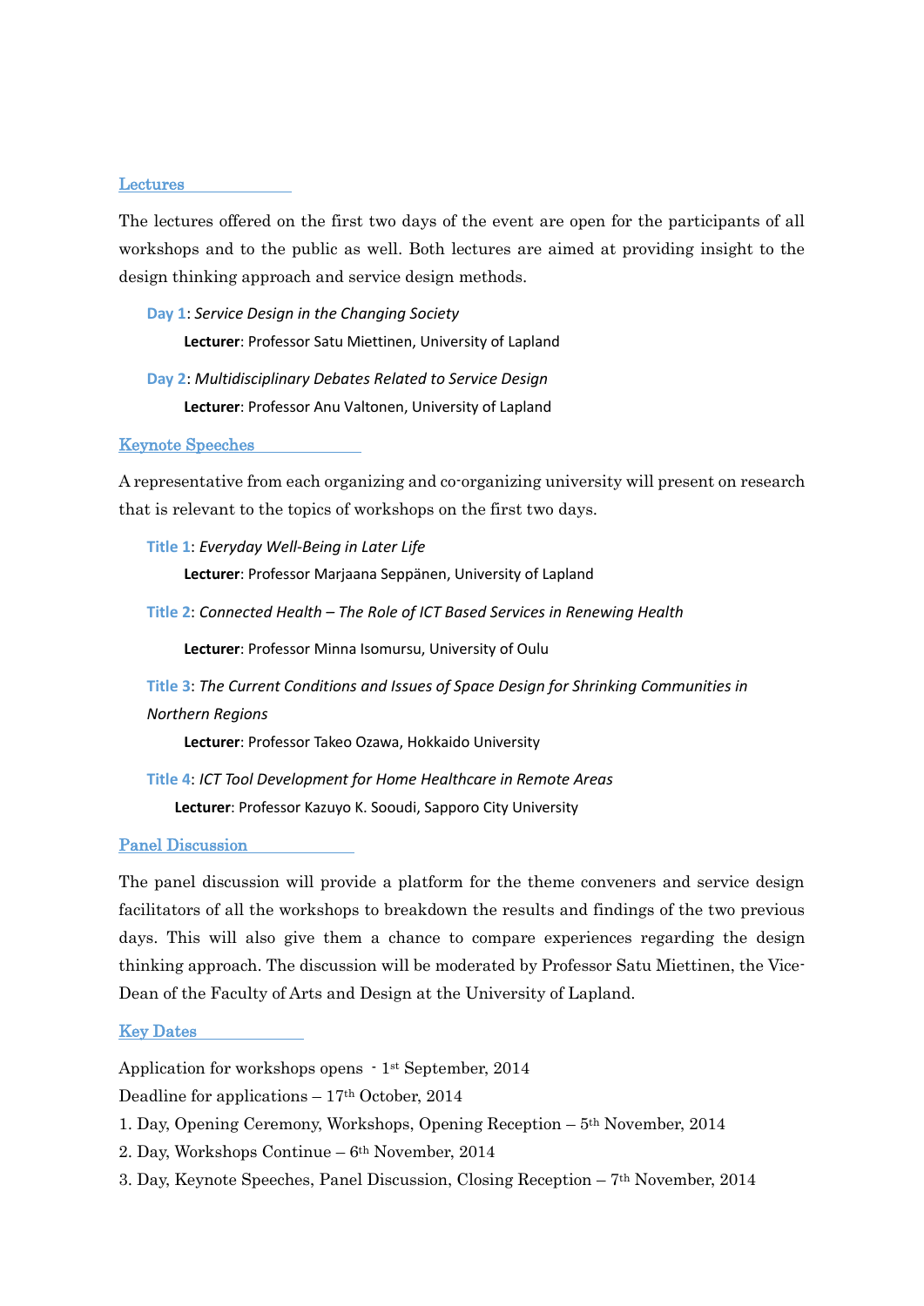## Lectures

The lectures offered on the first two days of the event are open for the participants of all workshops and to the public as well. Both lectures are aimed at providing insight to the design thinking approach and service design methods.

**Day 1**: *Service Design in the Changing Society*

**Lecturer**: Professor Satu Miettinen, University of Lapland

**Day 2**: *Multidisciplinary Debates Related to Service Design*

**Lecturer**: Professor Anu Valtonen, University of Lapland

## Keynote Speeches

A representative from each organizing and co-organizing university will present on research that is relevant to the topics of workshops on the first two days.

**Title 1**: *Everyday Well-Being in Later Life*

**Lecturer**: Professor Marjaana Seppänen, University of Lapland

**Title 2**: *Connected Health – The Role of ICT Based Services in Renewing Health*

**Lecturer**: Professor Minna Isomursu, University of Oulu

**Title 3**: *The Current Conditions and Issues of Space Design for Shrinking Communities in Northern Regions*

**Lecturer**: Professor Takeo Ozawa, Hokkaido University

**Title 4**: *ICT Tool Development for Home Healthcare in Remote Areas*

**Lecturer**: Professor Kazuyo K. Sooudi, Sapporo City University

## Panel Discussion

The panel discussion will provide a platform for the theme conveners and service design facilitators of all the workshops to breakdown the results and findings of the two previous days. This will also give them a chance to compare experiences regarding the design thinking approach. The discussion will be moderated by Professor Satu Miettinen, the Vice-Dean of the Faculty of Arts and Design at the University of Lapland.

## Key Dates

Application for workshops opens - 1st September, 2014

Deadline for applications – 17th October, 2014

1. Day, Opening Ceremony, Workshops, Opening Reception – 5th November, 2014
2. Day, Workshops Continue – 6th November, 2014
3. Day, Keynote Speeches, Panel Discussion, Closing Reception – 7th November, 2014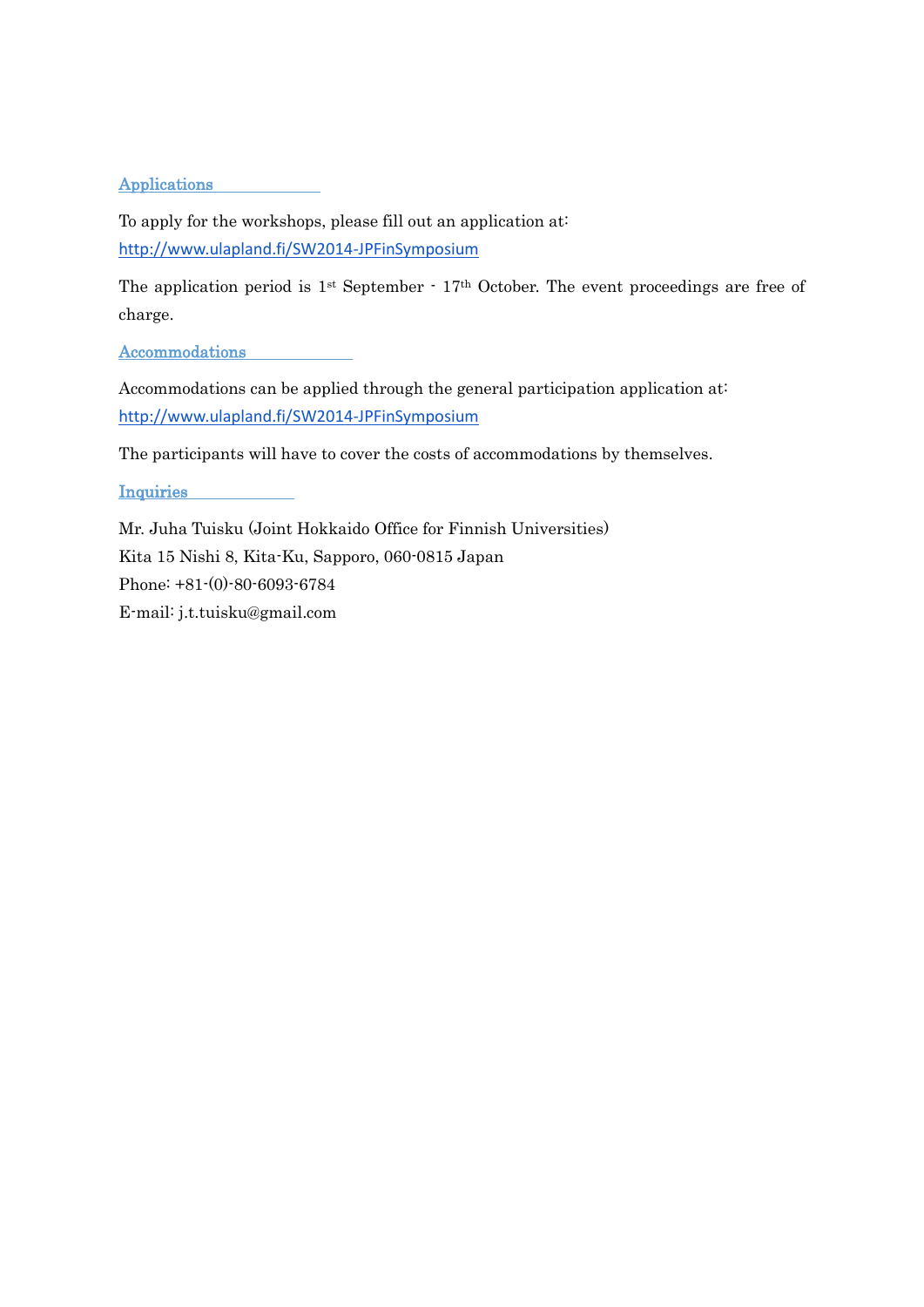## Applications

To apply for the workshops, please fill out an application at:
http://www.ulapland.fi/SW2014-JPFinSymposium

The application period is 1st September - 17th October. The event proceedings are free of charge.

## Accommodations

Accommodations can be applied through the general participation application at:
http://www.ulapland.fi/SW2014-JPFinSymposium

The participants will have to cover the costs of accommodations by themselves.

## Inquiries

Mr. Juha Tuisku (Joint Hokkaido Office for Finnish Universities)
Kita 15 Nishi 8, Kita-Ku, Sapporo, 060-0815 Japan
Phone: +81-(0)-80-6093-6784
E-mail: j.t.tuisku@gmail.com